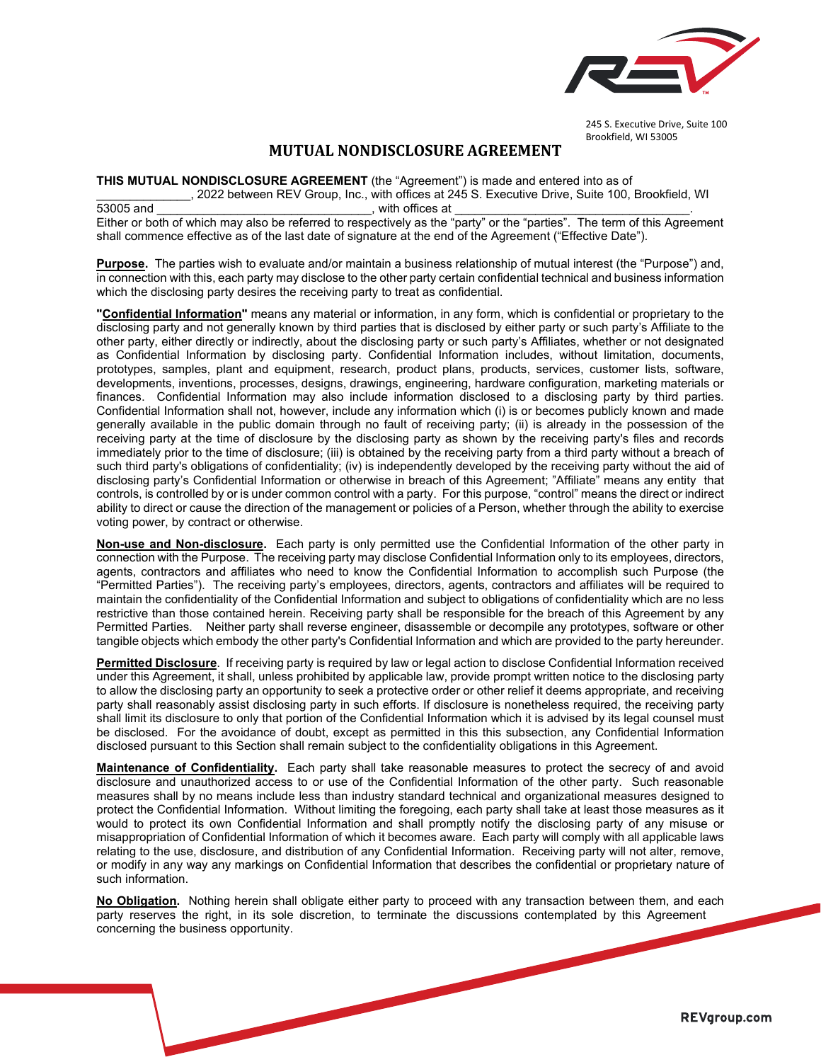245 S. Executive Drive, Suite 100
Brookfield, WI 53005

# MUTUAL NONDISCLOSURE AGREEMENT

**THIS MUTUAL NONDISCLOSURE AGREEMENT** (the "Agreement") is made and entered into as of ______________, 2022 between REV Group, Inc., with offices at 245 S. Executive Drive, Suite 100, Brookfield, WI 53005 and ________________________________, with offices at ___________________________________. Either or both of which may also be referred to respectively as the "party" or the "parties". The term of this Agreement shall commence effective as of the last date of signature at the end of the Agreement ("Effective Date").

**Purpose.** The parties wish to evaluate and/or maintain a business relationship of mutual interest (the "Purpose") and, in connection with this, each party may disclose to the other party certain confidential technical and business information which the disclosing party desires the receiving party to treat as confidential.

**"Confidential Information"** means any material or information, in any form, which is confidential or proprietary to the disclosing party and not generally known by third parties that is disclosed by either party or such party's Affiliate to the other party, either directly or indirectly, about the disclosing party or such party's Affiliates, whether or not designated as Confidential Information by disclosing party. Confidential Information includes, without limitation, documents, prototypes, samples, plant and equipment, research, product plans, products, services, customer lists, software, developments, inventions, processes, designs, drawings, engineering, hardware configuration, marketing materials or finances. Confidential Information may also include information disclosed to a disclosing party by third parties. Confidential Information shall not, however, include any information which (i) is or becomes publicly known and made generally available in the public domain through no fault of receiving party; (ii) is already in the possession of the receiving party at the time of disclosure by the disclosing party as shown by the receiving party's files and records immediately prior to the time of disclosure; (iii) is obtained by the receiving party from a third party without a breach of such third party's obligations of confidentiality; (iv) is independently developed by the receiving party without the aid of disclosing party's Confidential Information or otherwise in breach of this Agreement; "Affiliate" means any entity that controls, is controlled by or is under common control with a party. For this purpose, "control" means the direct or indirect ability to direct or cause the direction of the management or policies of a Person, whether through the ability to exercise voting power, by contract or otherwise.

**Non-use and Non-disclosure.** Each party is only permitted use the Confidential Information of the other party in connection with the Purpose. The receiving party may disclose Confidential Information only to its employees, directors, agents, contractors and affiliates who need to know the Confidential Information to accomplish such Purpose (the "Permitted Parties"). The receiving party's employees, directors, agents, contractors and affiliates will be required to maintain the confidentiality of the Confidential Information and subject to obligations of confidentiality which are no less restrictive than those contained herein. Receiving party shall be responsible for the breach of this Agreement by any Permitted Parties. Neither party shall reverse engineer, disassemble or decompile any prototypes, software or other tangible objects which embody the other party's Confidential Information and which are provided to the party hereunder.

**Permitted Disclosure**. If receiving party is required by law or legal action to disclose Confidential Information received under this Agreement, it shall, unless prohibited by applicable law, provide prompt written notice to the disclosing party to allow the disclosing party an opportunity to seek a protective order or other relief it deems appropriate, and receiving party shall reasonably assist disclosing party in such efforts. If disclosure is nonetheless required, the receiving party shall limit its disclosure to only that portion of the Confidential Information which it is advised by its legal counsel must be disclosed. For the avoidance of doubt, except as permitted in this this subsection, any Confidential Information disclosed pursuant to this Section shall remain subject to the confidentiality obligations in this Agreement.

**Maintenance of Confidentiality.** Each party shall take reasonable measures to protect the secrecy of and avoid disclosure and unauthorized access to or use of the Confidential Information of the other party. Such reasonable measures shall by no means include less than industry standard technical and organizational measures designed to protect the Confidential Information. Without limiting the foregoing, each party shall take at least those measures as it would to protect its own Confidential Information and shall promptly notify the disclosing party of any misuse or misappropriation of Confidential Information of which it becomes aware. Each party will comply with all applicable laws relating to the use, disclosure, and distribution of any Confidential Information. Receiving party will not alter, remove, or modify in any way any markings on Confidential Information that describes the confidential or proprietary nature of such information.

**No Obligation.** Nothing herein shall obligate either party to proceed with any transaction between them, and each party reserves the right, in its sole discretion, to terminate the discussions contemplated by this Agreement concerning the business opportunity.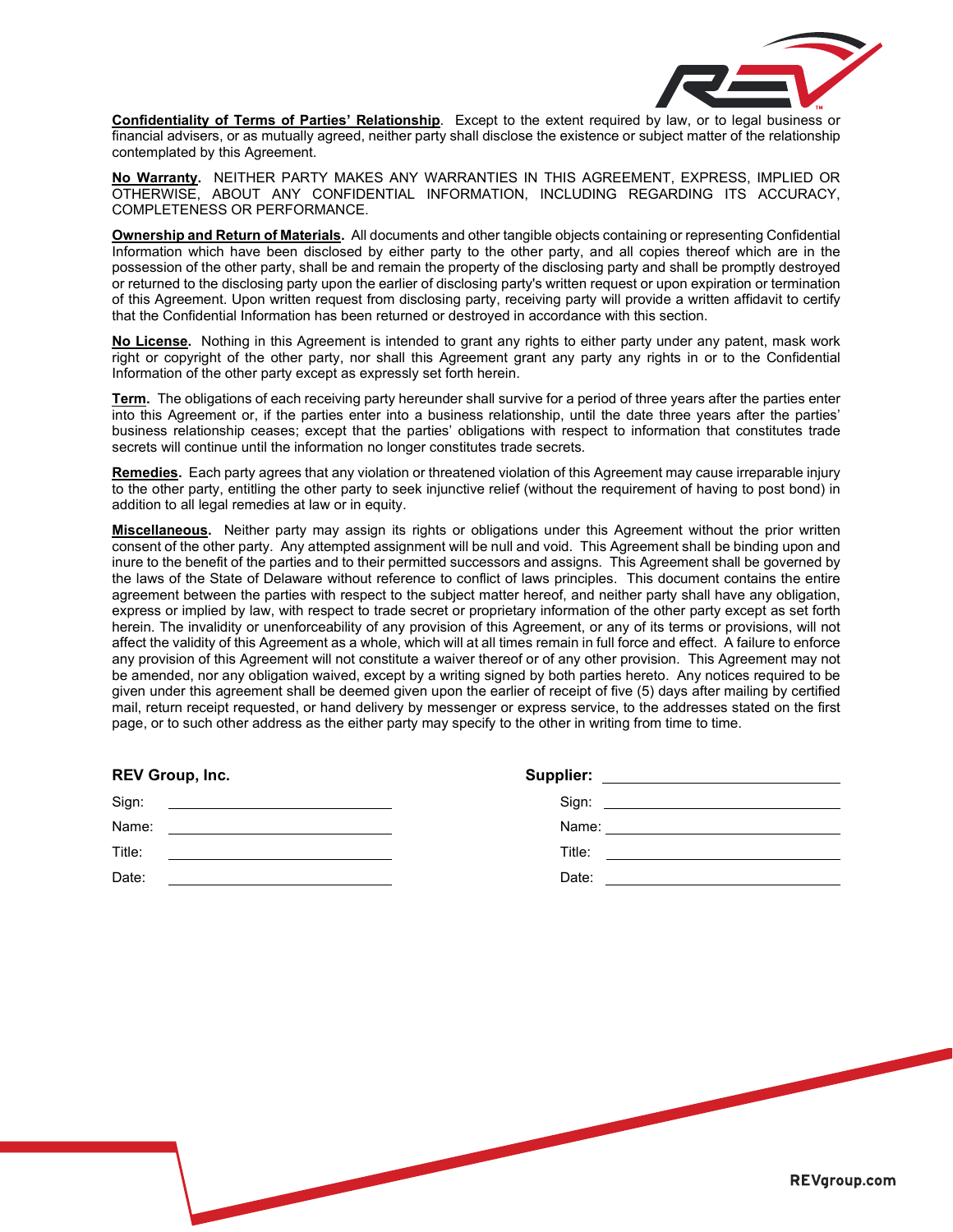**Confidentiality of Terms of Parties' Relationship**. Except to the extent required by law, or to legal business or financial advisers, or as mutually agreed, neither party shall disclose the existence or subject matter of the relationship contemplated by this Agreement.

**No Warranty**. NEITHER PARTY MAKES ANY WARRANTIES IN THIS AGREEMENT, EXPRESS, IMPLIED OR OTHERWISE, ABOUT ANY CONFIDENTIAL INFORMATION, INCLUDING REGARDING ITS ACCURACY, COMPLETENESS OR PERFORMANCE.

**Ownership and Return of Materials.** All documents and other tangible objects containing or representing Confidential Information which have been disclosed by either party to the other party, and all copies thereof which are in the possession of the other party, shall be and remain the property of the disclosing party and shall be promptly destroyed or returned to the disclosing party upon the earlier of disclosing party's written request or upon expiration or termination of this Agreement. Upon written request from disclosing party, receiving party will provide a written affidavit to certify that the Confidential Information has been returned or destroyed in accordance with this section.

**No License.** Nothing in this Agreement is intended to grant any rights to either party under any patent, mask work right or copyright of the other party, nor shall this Agreement grant any party any rights in or to the Confidential Information of the other party except as expressly set forth herein.

**Term.** The obligations of each receiving party hereunder shall survive for a period of three years after the parties enter into this Agreement or, if the parties enter into a business relationship, until the date three years after the parties' business relationship ceases; except that the parties' obligations with respect to information that constitutes trade secrets will continue until the information no longer constitutes trade secrets.

**Remedies.** Each party agrees that any violation or threatened violation of this Agreement may cause irreparable injury to the other party, entitling the other party to seek injunctive relief (without the requirement of having to post bond) in addition to all legal remedies at law or in equity.

**Miscellaneous.** Neither party may assign its rights or obligations under this Agreement without the prior written consent of the other party. Any attempted assignment will be null and void. This Agreement shall be binding upon and inure to the benefit of the parties and to their permitted successors and assigns. This Agreement shall be governed by the laws of the State of Delaware without reference to conflict of laws principles. This document contains the entire agreement between the parties with respect to the subject matter hereof, and neither party shall have any obligation, express or implied by law, with respect to trade secret or proprietary information of the other party except as set forth herein. The invalidity or unenforceability of any provision of this Agreement, or any of its terms or provisions, will not affect the validity of this Agreement as a whole, which will at all times remain in full force and effect. A failure to enforce any provision of this Agreement will not constitute a waiver thereof or of any other provision. This Agreement may not be amended, nor any obligation waived, except by a writing signed by both parties hereto. Any notices required to be given under this agreement shall be deemed given upon the earlier of receipt of five (5) days after mailing by certified mail, return receipt requested, or hand delivery by messenger or express service, to the addresses stated on the first page, or to such other address as the either party may specify to the other in writing from time to time.

| **REV Group, Inc.** | | **Supplier:** ____________________ | |
|---|---|---|---|
| Sign: | ____________________ | Sign: | ____________________ |
| Name: | ____________________ | Name: | ____________________ |
| Title: | ____________________ | Title: | ____________________ |
| Date: | ____________________ | Date: | ____________________ |

REVgroup.com